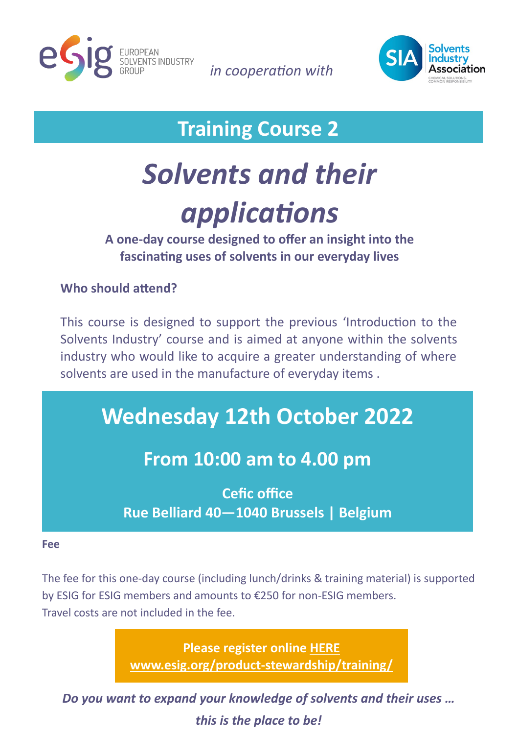EUROPEAN SOLVENTS INDUSTRY GROUP *in cooperation with* Solvents Industry Association

## Training Course 2

# *Solvents and their applications*

**A one-day course designed to offer an insight into the fascinating uses of solvents in our everyday lives**

**Who should attend?**

This course is designed to support the previous 'Introduction to the Solvents Industry' course and is aimed at anyone within the solvents industry who would like to acquire a greater understanding of where solvents are used in the manufacture of everyday items .

## Wednesday 12th October 2022

### From 10:00 am to 4.00 pm

**Cefic office**
**Rue Belliard 40—1040 Brussels | Belgium**

**Fee**

The fee for this one-day course (including lunch/drinks & training material) is supported by ESIG for ESIG members and amounts to €250 for non-ESIG members.
Travel costs are not included in the fee.

**Please register online HERE**
**www.esig.org/product-stewardship/training/**

***Do you want to expand your knowledge of solvents and their uses … this is the place to be!***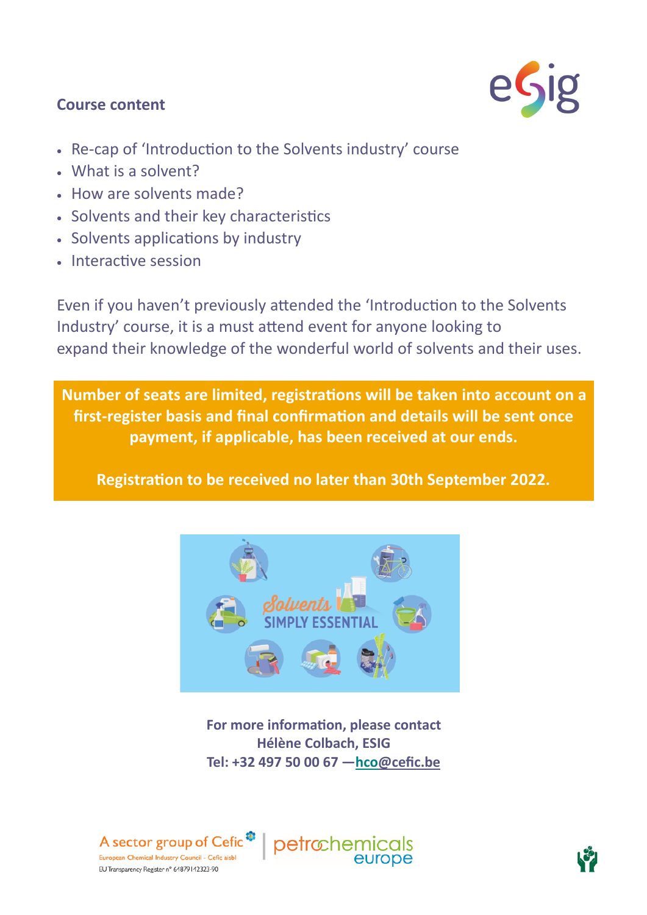## Course content

- Re-cap of 'Introduction to the Solvents industry' course
- What is a solvent?
- How are solvents made?
- Solvents and their key characteristics
- Solvents applications by industry
- Interactive session

Even if you haven't previously attended the 'Introduction to the Solvents Industry' course, it is a must attend event for anyone looking to expand their knowledge of the wonderful world of solvents and their uses.

**Number of seats are limited, registrations will be taken into account on a first-register basis and final confirmation and details will be sent once payment, if applicable, has been received at our ends.**

**Registration to be received no later than 30th September 2022.**

**For more information, please contact**
**Hélène Colbach, ESIG**
**Tel: +32 497 50 00 67 —hco@cefic.be**

A sector group of Cefic
European Chemical Industry Council - Cefic aisbl
EU Transparency Register n° 64879142323-90

petrochemicals europe